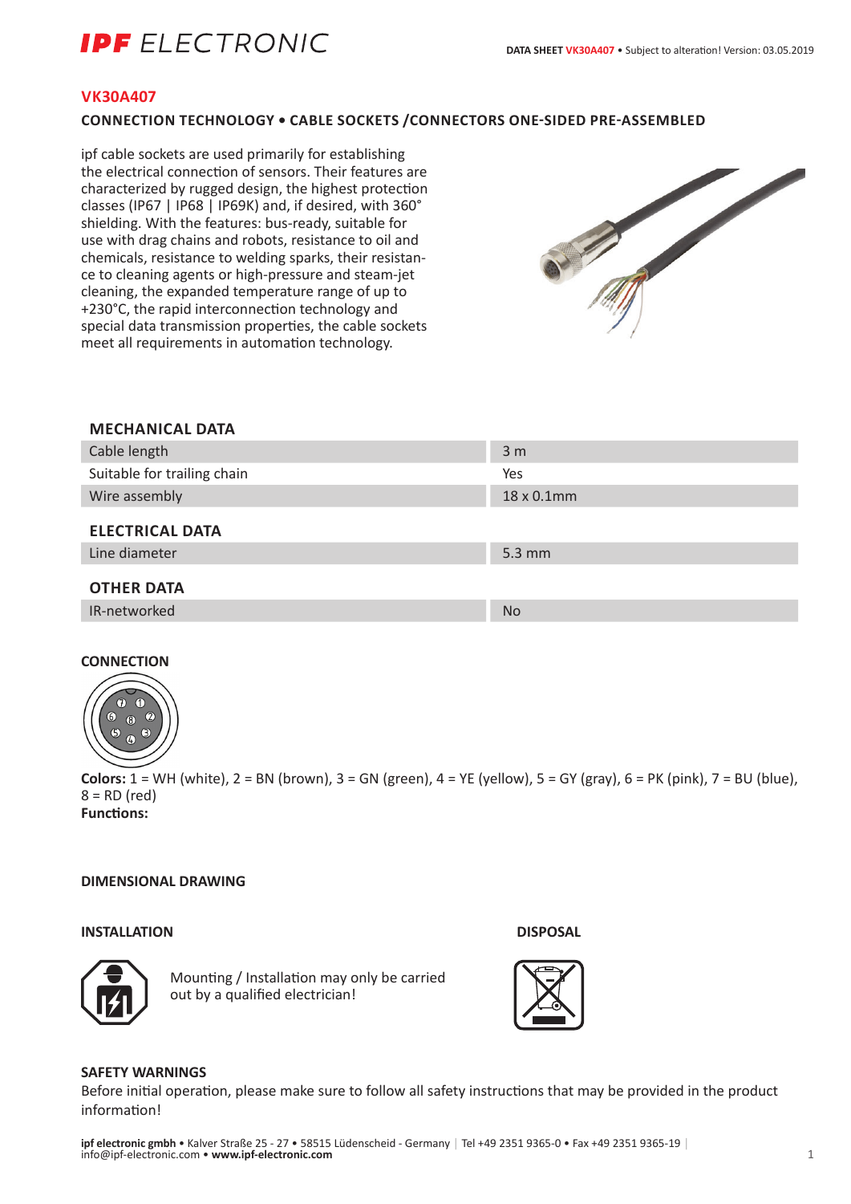# VK30A407

## CONNECTION TECHNOLOGY • CABLE SOCKETS /CONNECTORS ONE-SIDED PRE-ASSEMBLED

ipf cable sockets are used primarily for establishing the electrical connection of sensors. Their features are characterized by rugged design, the highest protection classes (IP67 | IP68 | IP69K) and, if desired, with 360° shielding. With the features: bus-ready, suitable for use with drag chains and robots, resistance to oil and chemicals, resistance to welding sparks, their resistance to cleaning agents or high-pressure and steam-jet cleaning, the expanded temperature range of up to +230°C, the rapid interconnection technology and special data transmission properties, the cable sockets meet all requirements in automation technology.

### MECHANICAL DATA

| | |
|---|---|
| Cable length | 3 m |
| Suitable for trailing chain | Yes |
| Wire assembly | 18 x 0.1mm |

### ELECTRICAL DATA

| | |
|---|---|
| Line diameter | 5.3 mm |

### OTHER DATA

| | |
|---|---|
| IR-networked | No |

### CONNECTION

**Colors:** 1 = WH (white), 2 = BN (brown), 3 = GN (green), 4 = YE (yellow), 5 = GY (gray), 6 = PK (pink), 7 = BU (blue), 8 = RD (red)
**Functions:**

### DIMENSIONAL DRAWING

### INSTALLATION

Mounting / Installation may only be carried out by a qualified electrician!

### DISPOSAL

### SAFETY WARNINGS

Before initial operation, please make sure to follow all safety instructions that may be provided in the product information!